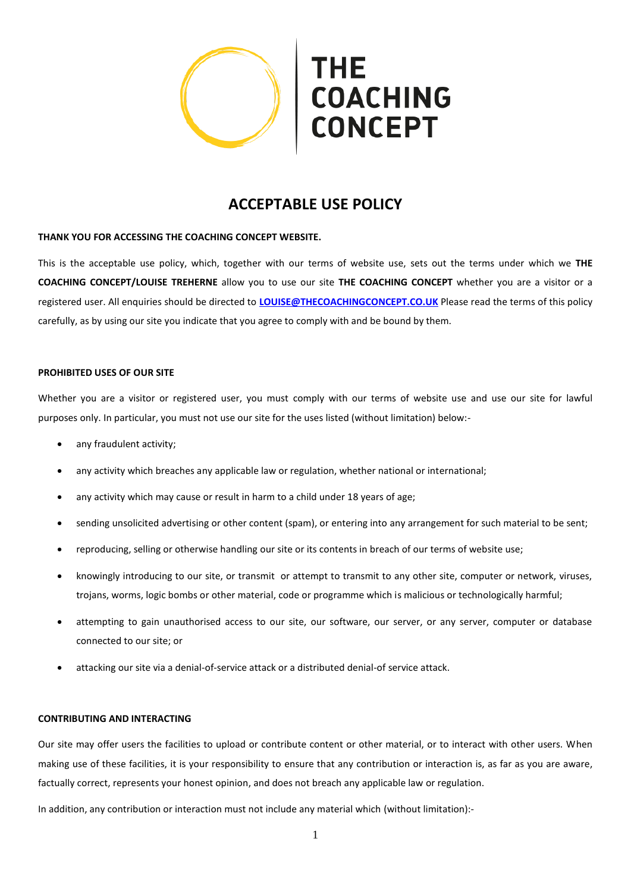THE COACHING CONCEPT

# ACCEPTABLE USE POLICY

**THANK YOU FOR ACCESSING THE COACHING CONCEPT WEBSITE.**

This is the acceptable use policy, which, together with our terms of website use, sets out the terms under which we **THE COACHING CONCEPT/LOUISE TREHERNE** allow you to use our site **THE COACHING CONCEPT** whether you are a visitor or a registered user. All enquiries should be directed to **LOUISE@THECOACHINGCONCEPT.CO.UK** Please read the terms of this policy carefully, as by using our site you indicate that you agree to comply with and be bound by them.

**PROHIBITED USES OF OUR SITE**

Whether you are a visitor or registered user, you must comply with our terms of website use and use our site for lawful purposes only. In particular, you must not use our site for the uses listed (without limitation) below:-

- any fraudulent activity;
- any activity which breaches any applicable law or regulation, whether national or international;
- any activity which may cause or result in harm to a child under 18 years of age;
- sending unsolicited advertising or other content (spam), or entering into any arrangement for such material to be sent;
- reproducing, selling or otherwise handling our site or its contents in breach of our terms of website use;
- knowingly introducing to our site, or transmit or attempt to transmit to any other site, computer or network, viruses, trojans, worms, logic bombs or other material, code or programme which is malicious or technologically harmful;
- attempting to gain unauthorised access to our site, our software, our server, or any server, computer or database connected to our site; or
- attacking our site via a denial-of-service attack or a distributed denial-of service attack.

**CONTRIBUTING AND INTERACTING**

Our site may offer users the facilities to upload or contribute content or other material, or to interact with other users. When making use of these facilities, it is your responsibility to ensure that any contribution or interaction is, as far as you are aware, factually correct, represents your honest opinion, and does not breach any applicable law or regulation.

In addition, any contribution or interaction must not include any material which (without limitation):-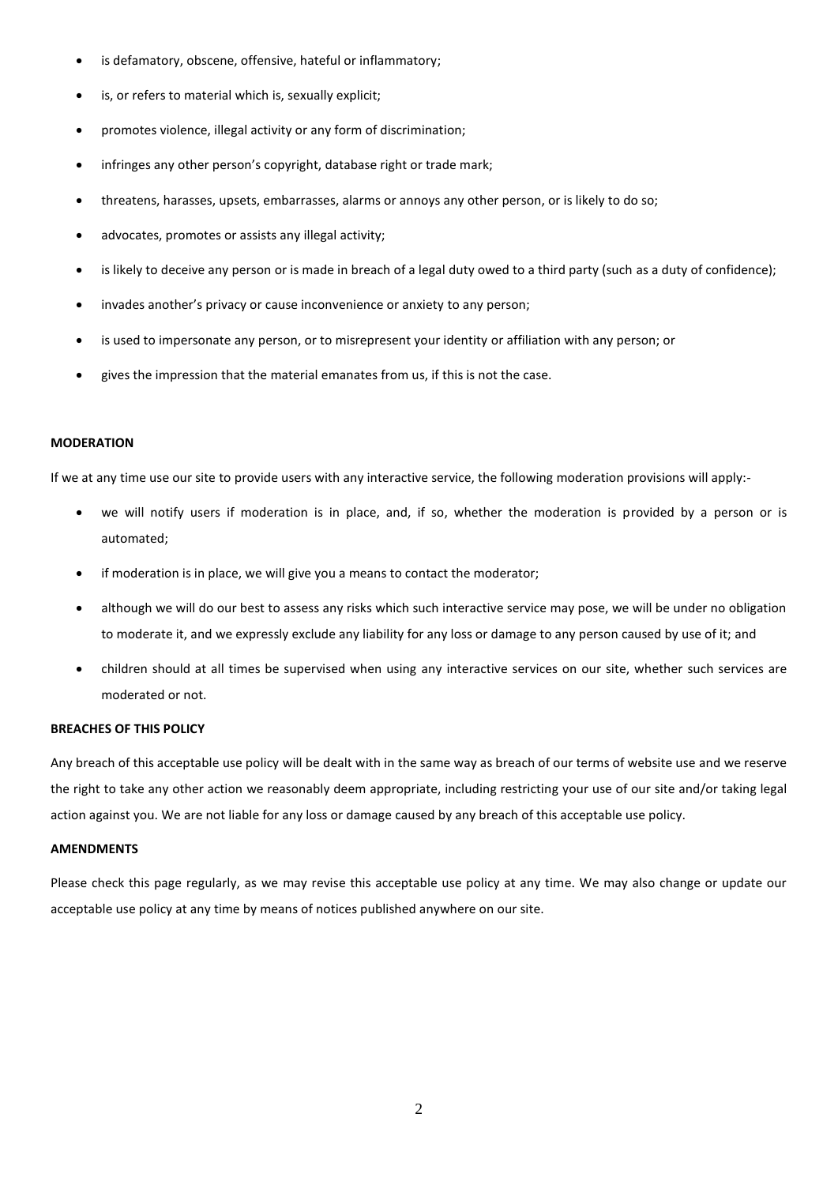- is defamatory, obscene, offensive, hateful or inflammatory;
- is, or refers to material which is, sexually explicit;
- promotes violence, illegal activity or any form of discrimination;
- infringes any other person's copyright, database right or trade mark;
- threatens, harasses, upsets, embarrasses, alarms or annoys any other person, or is likely to do so;
- advocates, promotes or assists any illegal activity;
- is likely to deceive any person or is made in breach of a legal duty owed to a third party (such as a duty of confidence);
- invades another's privacy or cause inconvenience or anxiety to any person;
- is used to impersonate any person, or to misrepresent your identity or affiliation with any person; or
- gives the impression that the material emanates from us, if this is not the case.

**MODERATION**

If we at any time use our site to provide users with any interactive service, the following moderation provisions will apply:-

- we will notify users if moderation is in place, and, if so, whether the moderation is provided by a person or is automated;
- if moderation is in place, we will give you a means to contact the moderator;
- although we will do our best to assess any risks which such interactive service may pose, we will be under no obligation to moderate it, and we expressly exclude any liability for any loss or damage to any person caused by use of it; and
- children should at all times be supervised when using any interactive services on our site, whether such services are moderated or not.

**BREACHES OF THIS POLICY**

Any breach of this acceptable use policy will be dealt with in the same way as breach of our terms of website use and we reserve the right to take any other action we reasonably deem appropriate, including restricting your use of our site and/or taking legal action against you. We are not liable for any loss or damage caused by any breach of this acceptable use policy.

**AMENDMENTS**

Please check this page regularly, as we may revise this acceptable use policy at any time. We may also change or update our acceptable use policy at any time by means of notices published anywhere on our site.